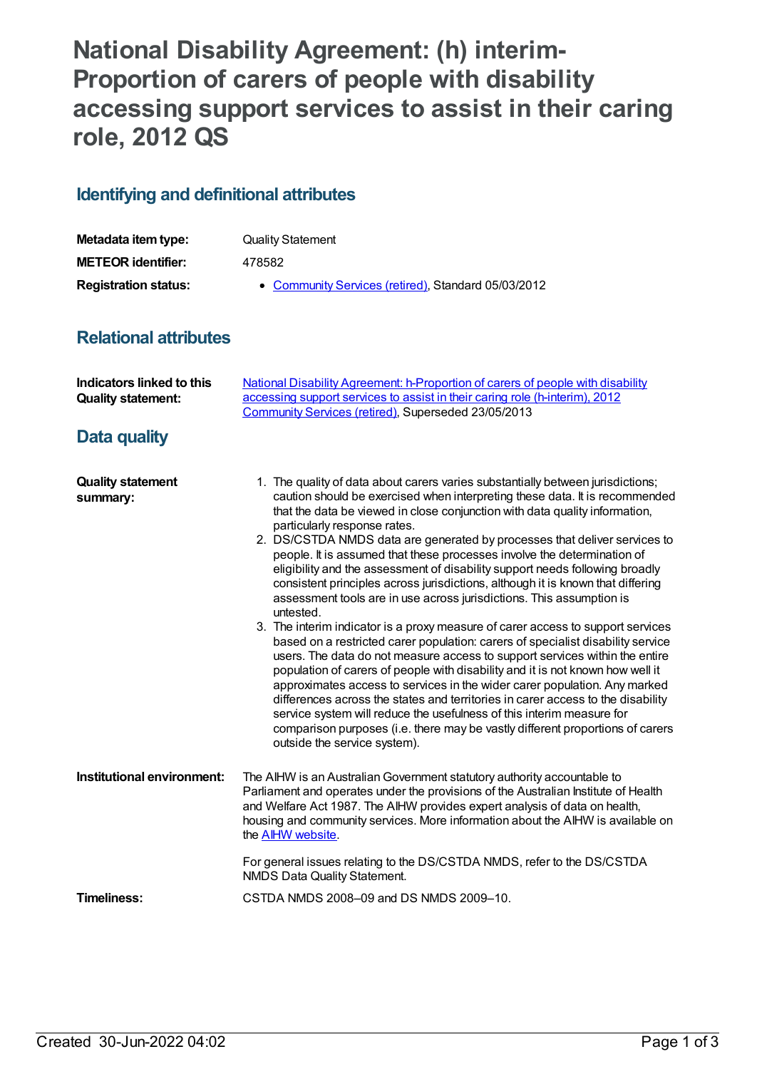# National Disability Agreement: (h) interim-Proportion of carers of people with disability accessing support services to assist in their caring role, 2012 QS

## Identifying and definitional attributes

| | |
|---|---|
| **Metadata item type:** | Quality Statement |
| **METEOR identifier:** | 478582 |
| **Registration status:** | • Community Services (retired), Standard 05/03/2012 |

## Relational attributes

| | |
|---|---|
| **Indicators linked to this Quality statement:** | National Disability Agreement: h-Proportion of carers of people with disability accessing support services to assist in their caring role (h-interim), 2012 Community Services (retired), Superseded 23/05/2013 |

## Data quality

**Quality statement summary:**

1. The quality of data about carers varies substantially between jurisdictions; caution should be exercised when interpreting these data. It is recommended that the data be viewed in close conjunction with data quality information, particularly response rates.
2. DS/CSTDA NMDS data are generated by processes that deliver services to people. It is assumed that these processes involve the determination of eligibility and the assessment of disability support needs following broadly consistent principles across jurisdictions, although it is known that differing assessment tools are in use across jurisdictions. This assumption is untested.
3. The interim indicator is a proxy measure of carer access to support services based on a restricted carer population: carers of specialist disability service users. The data do not measure access to support services within the entire population of carers of people with disability and it is not known how well it approximates access to services in the wider carer population. Any marked differences across the states and territories in carer access to the disability service system will reduce the usefulness of this interim measure for comparison purposes (i.e. there may be vastly different proportions of carers outside the service system).

**Institutional environment:**

The AIHW is an Australian Government statutory authority accountable to Parliament and operates under the provisions of the Australian Institute of Health and Welfare Act 1987. The AIHW provides expert analysis of data on health, housing and community services. More information about the AIHW is available on the AIHW website.

For general issues relating to the DS/CSTDA NMDS, refer to the DS/CSTDA NMDS Data Quality Statement.

**Timeliness:**

CSTDA NMDS 2008–09 and DS NMDS 2009–10.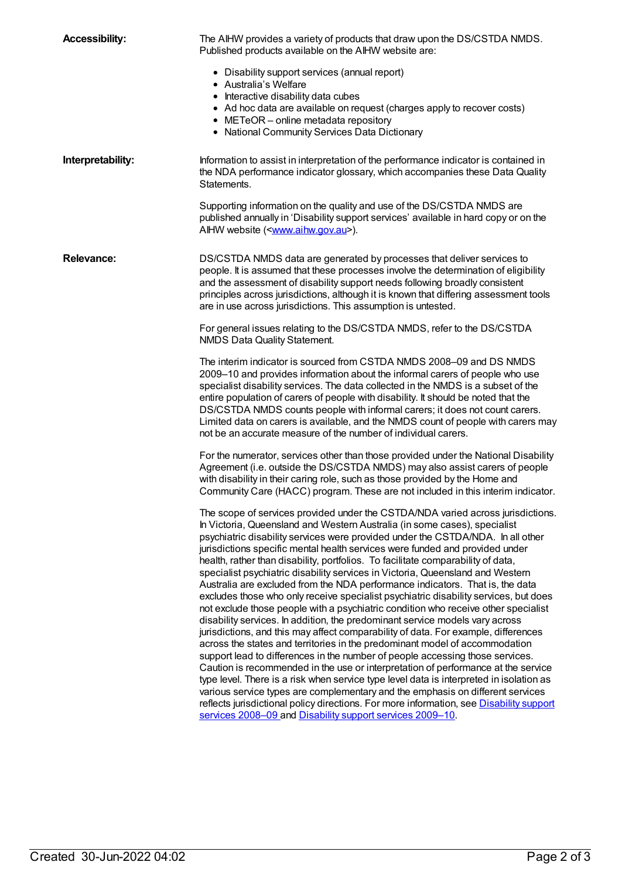**Accessibility:**

The AIHW provides a variety of products that draw upon the DS/CSTDA NMDS. Published products available on the AIHW website are:

- Disability support services (annual report)
- Australia's Welfare
- Interactive disability data cubes
- Ad hoc data are available on request (charges apply to recover costs)
- METeOR – online metadata repository
- National Community Services Data Dictionary

**Interpretability:**

Information to assist in interpretation of the performance indicator is contained in the NDA performance indicator glossary, which accompanies these Data Quality Statements.

Supporting information on the quality and use of the DS/CSTDA NMDS are published annually in 'Disability support services' available in hard copy or on the AIHW website (<www.aihw.gov.au>).

**Relevance:**

DS/CSTDA NMDS data are generated by processes that deliver services to people. It is assumed that these processes involve the determination of eligibility and the assessment of disability support needs following broadly consistent principles across jurisdictions, although it is known that differing assessment tools are in use across jurisdictions. This assumption is untested.

For general issues relating to the DS/CSTDA NMDS, refer to the DS/CSTDA NMDS Data Quality Statement.

The interim indicator is sourced from CSTDA NMDS 2008–09 and DS NMDS 2009–10 and provides information about the informal carers of people who use specialist disability services. The data collected in the NMDS is a subset of the entire population of carers of people with disability. It should be noted that the DS/CSTDA NMDS counts people with informal carers; it does not count carers. Limited data on carers is available, and the NMDS count of people with carers may not be an accurate measure of the number of individual carers.

For the numerator, services other than those provided under the National Disability Agreement (i.e. outside the DS/CSTDA NMDS) may also assist carers of people with disability in their caring role, such as those provided by the Home and Community Care (HACC) program. These are not included in this interim indicator.

The scope of services provided under the CSTDA/NDA varied across jurisdictions. In Victoria, Queensland and Western Australia (in some cases), specialist psychiatric disability services were provided under the CSTDA/NDA. In all other jurisdictions specific mental health services were funded and provided under health, rather than disability, portfolios. To facilitate comparability of data, specialist psychiatric disability services in Victoria, Queensland and Western Australia are excluded from the NDA performance indicators. That is, the data excludes those who only receive specialist psychiatric disability services, but does not exclude those people with a psychiatric condition who receive other specialist disability services. In addition, the predominant service models vary across jurisdictions, and this may affect comparability of data. For example, differences across the states and territories in the predominant model of accommodation support lead to differences in the number of people accessing those services. Caution is recommended in the use or interpretation of performance at the service type level. There is a risk when service type level data is interpreted in isolation as various service types are complementary and the emphasis on different services reflects jurisdictional policy directions. For more information, see Disability support services 2008–09 and Disability support services 2009–10.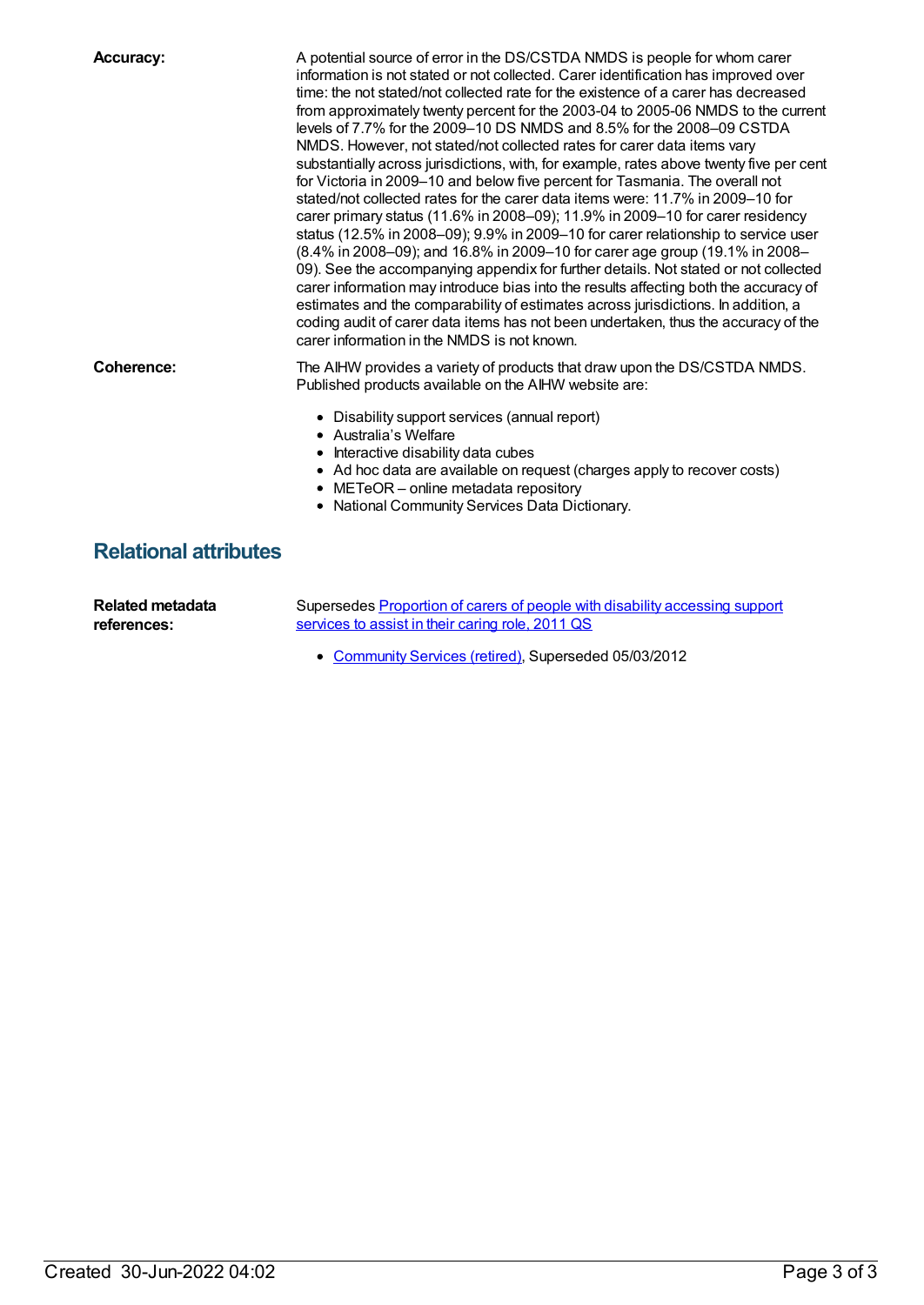**Accuracy:**

A potential source of error in the DS/CSTDA NMDS is people for whom carer information is not stated or not collected. Carer identification has improved over time: the not stated/not collected rate for the existence of a carer has decreased from approximately twenty percent for the 2003-04 to 2005-06 NMDS to the current levels of 7.7% for the 2009–10 DS NMDS and 8.5% for the 2008–09 CSTDA NMDS. However, not stated/not collected rates for carer data items vary substantially across jurisdictions, with, for example, rates above twenty five per cent for Victoria in 2009–10 and below five percent for Tasmania. The overall not stated/not collected rates for the carer data items were: 11.7% in 2009–10 for carer primary status (11.6% in 2008–09); 11.9% in 2009–10 for carer residency status (12.5% in 2008–09); 9.9% in 2009–10 for carer relationship to service user (8.4% in 2008–09); and 16.8% in 2009–10 for carer age group (19.1% in 2008–09). See the accompanying appendix for further details. Not stated or not collected carer information may introduce bias into the results affecting both the accuracy of estimates and the comparability of estimates across jurisdictions. In addition, a coding audit of carer data items has not been undertaken, thus the accuracy of the carer information in the NMDS is not known.

**Coherence:**

The AIHW provides a variety of products that draw upon the DS/CSTDA NMDS. Published products available on the AIHW website are:

- Disability support services (annual report)
- Australia's Welfare
- Interactive disability data cubes
- Ad hoc data are available on request (charges apply to recover costs)
- METeOR – online metadata repository
- National Community Services Data Dictionary.

## Relational attributes

**Related metadata references:**

Supersedes Proportion of carers of people with disability accessing support services to assist in their caring role, 2011 QS

- Community Services (retired), Superseded 05/03/2012